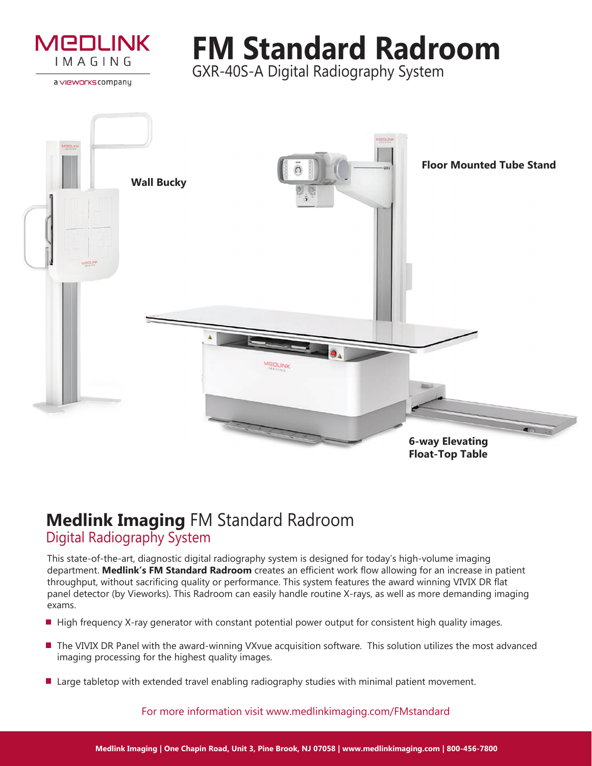MEDLINK IMAGING

a vieworks company

# FM Standard Radroom

GXR-40S-A Digital Radiography System

**Wall Bucky**

**Floor Mounted Tube Stand**

**6-way Elevating Float-Top Table**

## **Medlink Imaging** FM Standard Radroom

### Digital Radiography System

This state-of-the-art, diagnostic digital radiography system is designed for today's high-volume imaging department. **Medlink's FM Standard Radroom** creates an efficient work flow allowing for an increase in patient throughput, without sacrificing quality or performance. This system features the award winning VIVIX DR flat panel detector (by Vieworks). This Radroom can easily handle routine X-rays, as well as more demanding imaging exams.

- High frequency X-ray generator with constant potential power output for consistent high quality images.
- The VIVIX DR Panel with the award-winning VXvue acquisition software. This solution utilizes the most advanced imaging processing for the highest quality images.
- Large tabletop with extended travel enabling radiography studies with minimal patient movement.

For more information visit www.medlinkimaging.com/FMstandard

**Medlink Imaging | One Chapin Road, Unit 3, Pine Brook, NJ 07058 | www.medlinkimaging.com | 800-456-7800**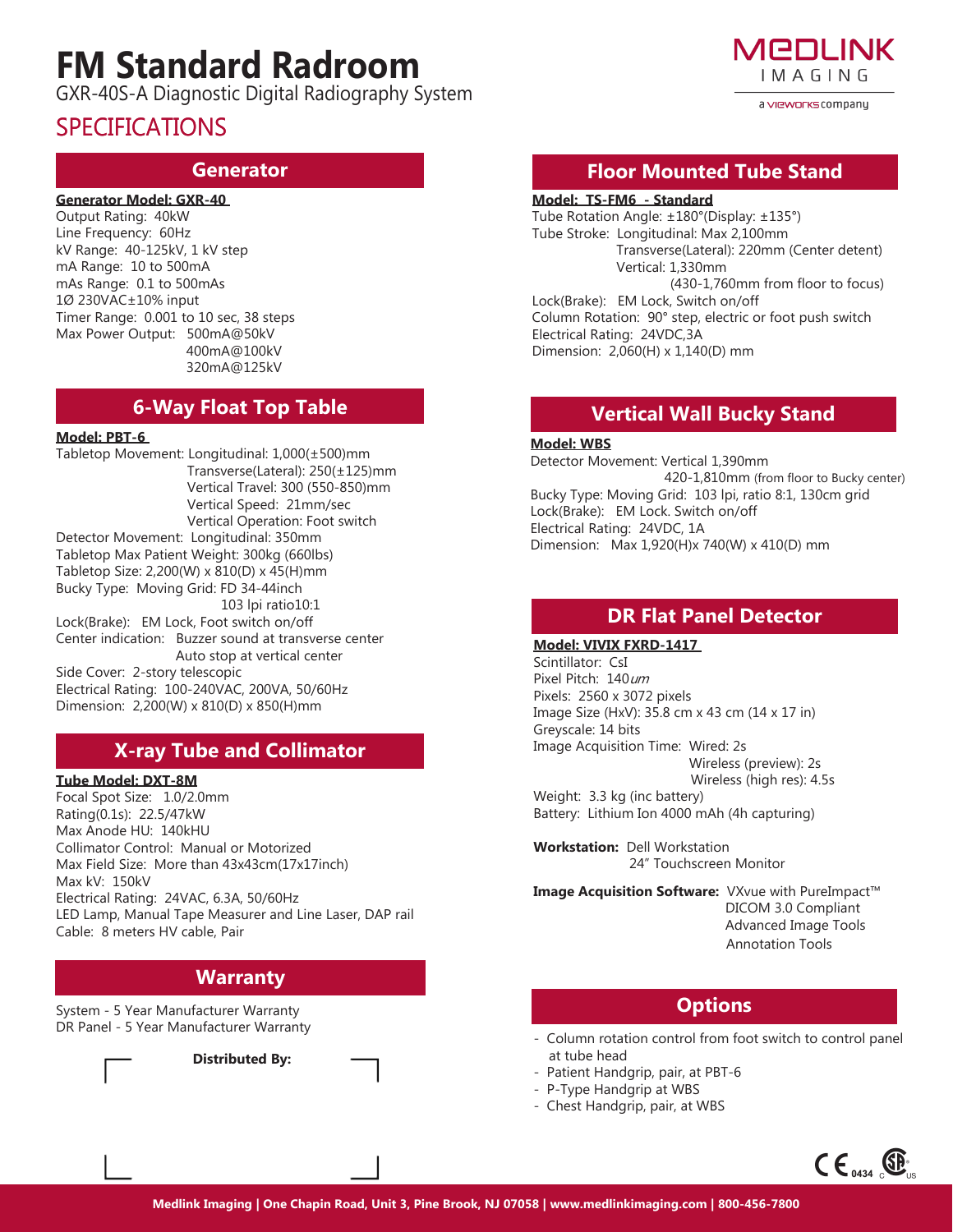# FM Standard Radroom

GXR-40S-A Diagnostic Digital Radiography System

MEDLINK IMAGING
a vieworks company

## SPECIFICATIONS

## Generator

**Generator Model: GXR-40**

Output Rating: 40kW
Line Frequency: 60Hz
kV Range: 40-125kV, 1 kV step
mA Range: 10 to 500mA
mAs Range: 0.1 to 500mAs
1Ø 230VAC±10% input
Timer Range: 0.001 to 10 sec, 38 steps
Max Power Output: 500mA@50kV
400mA@100kV
320mA@125kV

## 6-Way Float Top Table

**Model: PBT-6**

Tabletop Movement: Longitudinal: 1,000(±500)mm
Transverse(Lateral): 250(±125)mm
Vertical Travel: 300 (550-850)mm
Vertical Speed: 21mm/sec
Vertical Operation: Foot switch
Detector Movement: Longitudinal: 350mm
Tabletop Max Patient Weight: 300kg (660lbs)
Tabletop Size: 2,200(W) x 810(D) x 45(H)mm
Bucky Type: Moving Grid: FD 34-44inch
103 lpi ratio10:1
Lock(Brake): EM Lock, Foot switch on/off
Center indication: Buzzer sound at transverse center
Auto stop at vertical center
Side Cover: 2-story telescopic
Electrical Rating: 100-240VAC, 200VA, 50/60Hz
Dimension: 2,200(W) x 810(D) x 850(H)mm

## X-ray Tube and Collimator

**Tube Model: DXT-8M**

Focal Spot Size: 1.0/2.0mm
Rating(0.1s): 22.5/47kW
Max Anode HU: 140kHU
Collimator Control: Manual or Motorized
Max Field Size: More than 43x43cm(17x17inch)
Max kV: 150kV
Electrical Rating: 24VAC, 6.3A, 50/60Hz
LED Lamp, Manual Tape Measurer and Line Laser, DAP rail
Cable: 8 meters HV cable, Pair

## Warranty

System - 5 Year Manufacturer Warranty
DR Panel - 5 Year Manufacturer Warranty

**Distributed By:**

## Floor Mounted Tube Stand

**Model: TS-FM6 - Standard**

Tube Rotation Angle: ±180°(Display: ±135°)
Tube Stroke: Longitudinal: Max 2,100mm
Transverse(Lateral): 220mm (Center detent)
Vertical: 1,330mm
(430-1,760mm from floor to focus)
Lock(Brake): EM Lock, Switch on/off
Column Rotation: 90° step, electric or foot push switch
Electrical Rating: 24VDC,3A
Dimension: 2,060(H) x 1,140(D) mm

## Vertical Wall Bucky Stand

**Model: WBS**

Detector Movement: Vertical 1,390mm
420-1,810mm (from floor to Bucky center)
Bucky Type: Moving Grid: 103 lpi, ratio 8:1, 130cm grid
Lock(Brake): EM Lock. Switch on/off
Electrical Rating: 24VDC, 1A
Dimension: Max 1,920(H)x 740(W) x 410(D) mm

## DR Flat Panel Detector

**Model: VIVIX FXRD-1417**

Scintillator: CsI
Pixel Pitch: 140*um*
Pixels: 2560 x 3072 pixels
Image Size (HxV): 35.8 cm x 43 cm (14 x 17 in)
Greyscale: 14 bits
Image Acquisition Time: Wired: 2s
Wireless (preview): 2s
Wireless (high res): 4.5s
Weight: 3.3 kg (inc battery)
Battery: Lithium Ion 4000 mAh (4h capturing)

**Workstation:** Dell Workstation
24" Touchscreen Monitor

**Image Acquisition Software:** VXvue with PureImpact™
DICOM 3.0 Compliant
Advanced Image Tools
Annotation Tools

## Options

- Column rotation control from foot switch to control panel at tube head
- Patient Handgrip, pair, at PBT-6
- P-Type Handgrip at WBS
- Chest Handgrip, pair, at WBS

CE 0434 CSA C US

Medlink Imaging | One Chapin Road, Unit 3, Pine Brook, NJ 07058 | www.medlinkimaging.com | 800-456-7800